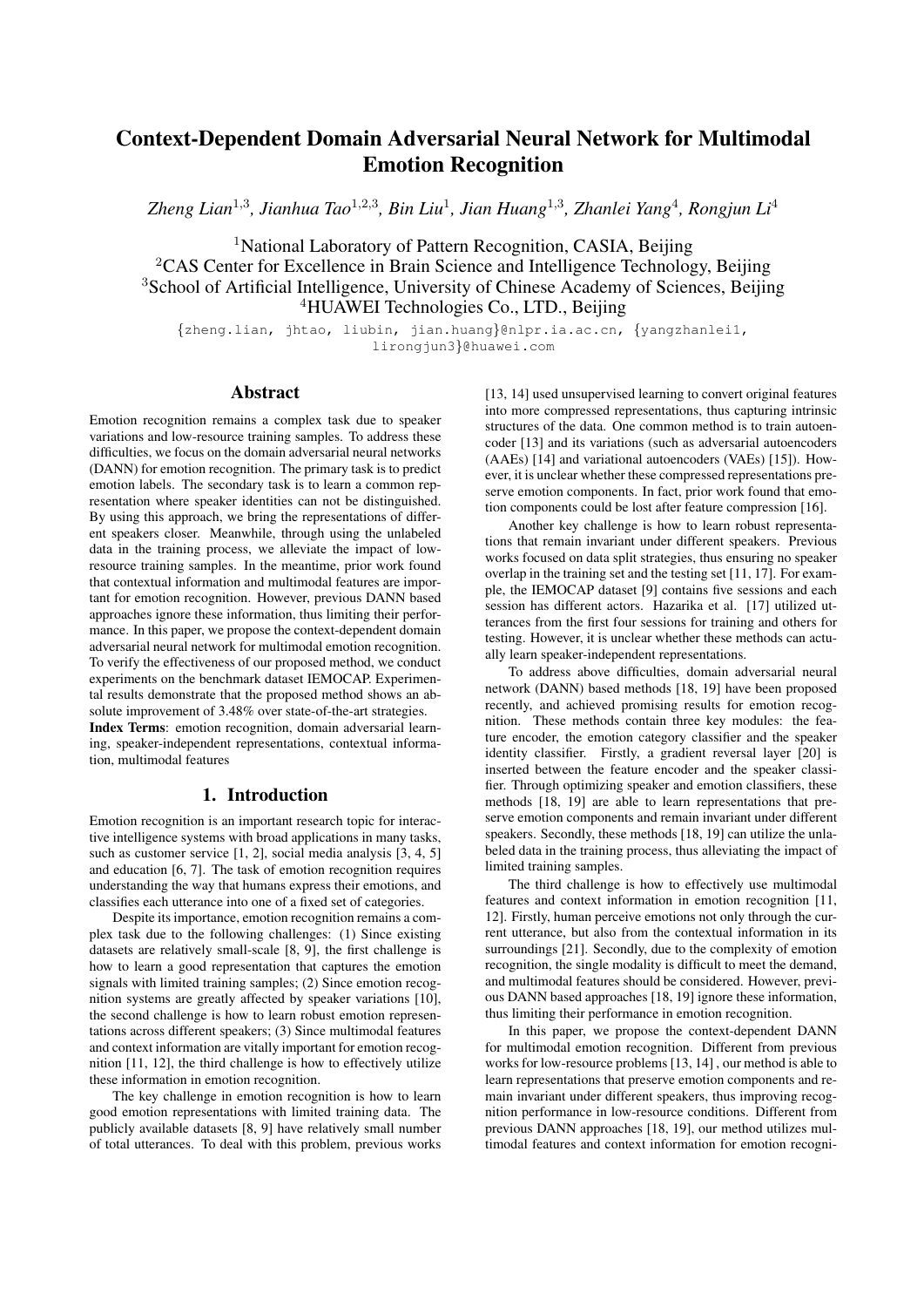# Context-Dependent Domain Adversarial Neural Network for Multimodal Emotion Recognition

*Zheng Lian[1,3], Jianhua Tao[1,2,3], Bin Liu[1], Jian Huang[1,3], Zhanlei Yang[4], Rongjun Li[4]*

[1]National Laboratory of Pattern Recognition, CASIA, Beijing
[2]CAS Center for Excellence in Brain Science and Intelligence Technology, Beijing
[3]School of Artificial Intelligence, University of Chinese Academy of Sciences, Beijing
[4]HUAWEI Technologies Co., LTD., Beijing

{zheng.lian, jhtao, liubin, jian.huang}@nlpr.ia.ac.cn, {yangzhanlei1, lirongjun3}@huawei.com

## Abstract

Emotion recognition remains a complex task due to speaker variations and low-resource training samples. To address these difficulties, we focus on the domain adversarial neural networks (DANN) for emotion recognition. The primary task is to predict emotion labels. The secondary task is to learn a common representation where speaker identities can not be distinguished. By using this approach, we bring the representations of different speakers closer. Meanwhile, through using the unlabeled data in the training process, we alleviate the impact of low-resource training samples. In the meantime, prior work found that contextual information and multimodal features are important for emotion recognition. However, previous DANN based approaches ignore these information, thus limiting their performance. In this paper, we propose the context-dependent domain adversarial neural network for multimodal emotion recognition. To verify the effectiveness of our proposed method, we conduct experiments on the benchmark dataset IEMOCAP. Experimental results demonstrate that the proposed method shows an absolute improvement of 3.48% over state-of-the-art strategies.

**Index Terms**: emotion recognition, domain adversarial learning, speaker-independent representations, contextual information, multimodal features

## 1. Introduction

Emotion recognition is an important research topic for interactive intelligence systems with broad applications in many tasks, such as customer service [1, 2], social media analysis [3, 4, 5] and education [6, 7]. The task of emotion recognition requires understanding the way that humans express their emotions, and classifies each utterance into one of a fixed set of categories.

Despite its importance, emotion recognition remains a complex task due to the following challenges: (1) Since existing datasets are relatively small-scale [8, 9], the first challenge is how to learn a good representation that captures the emotion signals with limited training samples; (2) Since emotion recognition systems are greatly affected by speaker variations [10], the second challenge is how to learn robust emotion representations across different speakers; (3) Since multimodal features and context information are vitally important for emotion recognition [11, 12], the third challenge is how to effectively utilize these information in emotion recognition.

The key challenge in emotion recognition is how to learn good emotion representations with limited training data. The publicly available datasets [8, 9] have relatively small number of total utterances. To deal with this problem, previous works [13, 14] used unsupervised learning to convert original features into more compressed representations, thus capturing intrinsic structures of the data. One common method is to train autoencoder [13] and its variations (such as adversarial autoencoders (AAEs) [14] and variational autoencoders (VAEs) [15]). However, it is unclear whether these compressed representations preserve emotion components. In fact, prior work found that emotion components could be lost after feature compression [16].

Another key challenge is how to learn robust representations that remain invariant under different speakers. Previous works focused on data split strategies, thus ensuring no speaker overlap in the training set and the testing set [11, 17]. For example, the IEMOCAP dataset [9] contains five sessions and each session has different actors. Hazarika et al. [17] utilized utterances from the first four sessions for training and others for testing. However, it is unclear whether these methods can actually learn speaker-independent representations.

To address above difficulties, domain adversarial neural network (DANN) based methods [18, 19] have been proposed recently, and achieved promising results for emotion recognition. These methods contain three key modules: the feature encoder, the emotion category classifier and the speaker identity classifier. Firstly, a gradient reversal layer [20] is inserted between the feature encoder and the speaker classifier. Through optimizing speaker and emotion classifiers, these methods [18, 19] are able to learn representations that preserve emotion components and remain invariant under different speakers. Secondly, these methods [18, 19] can utilize the unlabeled data in the training process, thus alleviating the impact of limited training samples.

The third challenge is how to effectively use multimodal features and context information in emotion recognition [11, 12]. Firstly, human perceive emotions not only through the current utterance, but also from the contextual information in its surroundings [21]. Secondly, due to the complexity of emotion recognition, the single modality is difficult to meet the demand, and multimodal features should be considered. However, previous DANN based approaches [18, 19] ignore these information, thus limiting their performance in emotion recognition.

In this paper, we propose the context-dependent DANN for multimodal emotion recognition. Different from previous works for low-resource problems [13, 14] , our method is able to learn representations that preserve emotion components and remain invariant under different speakers, thus improving recognition performance in low-resource conditions. Different from previous DANN approaches [18, 19], our method utilizes multimodal features and context information for emotion recogni-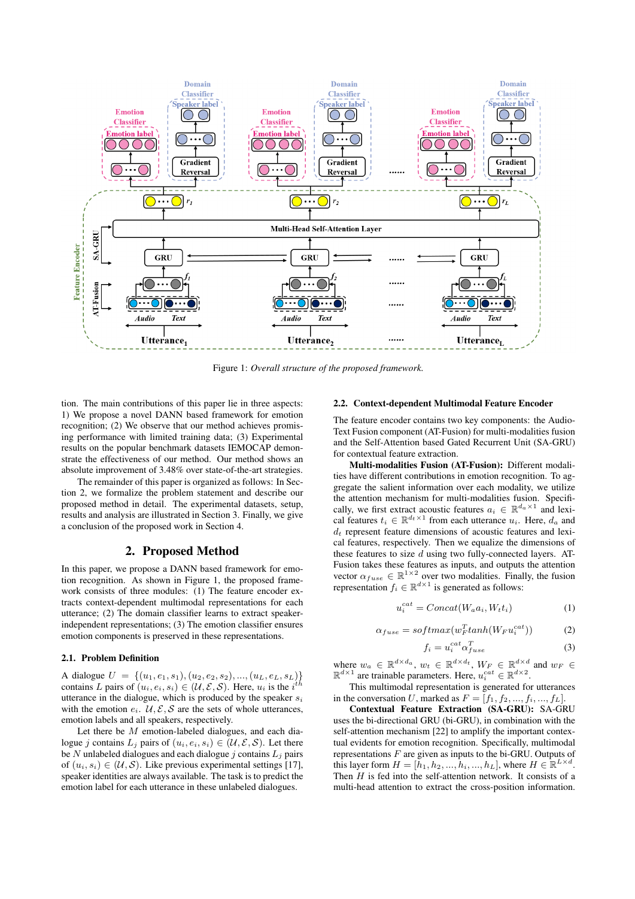Figure 1: *Overall structure of the proposed framework.*

tion. The main contributions of this paper lie in three aspects: 1) We propose a novel DANN based framework for emotion recognition; (2) We observe that our method achieves promising performance with limited training data; (3) Experimental results on the popular benchmark datasets IEMOCAP demonstrate the effectiveness of our method. Our method shows an absolute improvement of 3.48% over state-of-the-art strategies.

The remainder of this paper is organized as follows: In Section 2, we formalize the problem statement and describe our proposed method in detail. The experimental datasets, setup, results and analysis are illustrated in Section 3. Finally, we give a conclusion of the proposed work in Section 4.

## 2. Proposed Method

In this paper, we propose a DANN based framework for emotion recognition. As shown in Figure 1, the proposed framework consists of three modules: (1) The feature encoder extracts context-dependent multimodal representations for each utterance; (2) The domain classifier learns to extract speaker-independent representations; (3) The emotion classifier ensures emotion components is preserved in these representations.

### 2.1. Problem Definition

A dialogue $U = \{(u_1, e_1, s_1), (u_2, e_2, s_2), ..., (u_L, e_L, s_L)\}$ contains $L$ pairs of $(u_i, e_i, s_i) \in (\mathcal{U}, \mathcal{E}, \mathcal{S})$. Here, $u_i$ is the $i^{th}$ utterance in the dialogue, which is produced by the speaker $s_i$ with the emotion $e_i$. $\mathcal{U}, \mathcal{E}, \mathcal{S}$ are the sets of whole utterances, emotion labels and all speakers, respectively.

Let there be $M$ emotion-labeled dialogues, and each dialogue $j$ contains $L_j$ pairs of $(u_i, e_i, s_i) \in (\mathcal{U}, \mathcal{E}, \mathcal{S})$. Let there be $N$ unlabeled dialogues and each dialogue $j$ contains $L_j$ pairs of $(u_i, s_i) \in (\mathcal{U}, \mathcal{S})$. Like previous experimental settings [17], speaker identities are always available. The task is to predict the emotion label for each utterance in these unlabeled dialogues.

### 2.2. Context-dependent Multimodal Feature Encoder

The feature encoder contains two key components: the Audio-Text Fusion component (AT-Fusion) for multi-modalities fusion and the Self-Attention based Gated Recurrent Unit (SA-GRU) for contextual feature extraction.

**Multi-modalities Fusion (AT-Fusion):** Different modalities have different contributions in emotion recognition. To aggregate the salient information over each modality, we utilize the attention mechanism for multi-modalities fusion. Specifically, we first extract acoustic features $a_i \in \mathbb{R}^{d_a \times 1}$ and lexical features $t_i \in \mathbb{R}^{d_t \times 1}$ from each utterance $u_i$. Here, $d_a$ and $d_t$ represent feature dimensions of acoustic features and lexical features, respectively. Then we equalize the dimensions of these features to size $d$ using two fully-connected layers. AT-Fusion takes these features as inputs, and outputs the attention vector $\alpha_{fuse} \in \mathbb{R}^{1 \times 2}$ over two modalities. Finally, the fusion representation $f_i \in \mathbb{R}^{d \times 1}$ is generated as follows:

$$u_i^{cat} = Concat(W_a a_i, W_t t_i) \tag{1}$$

$$\alpha_{fuse} = softmax(w_F^T tanh(W_F u_i^{cat})) \tag{2}$$

$$f_i = u_i^{cat} \alpha_{fuse}^T \tag{3}$$

where $w_a \in \mathbb{R}^{d \times d_a}$, $w_t \in \mathbb{R}^{d \times d_t}$, $W_F \in \mathbb{R}^{d \times d}$ and $w_F \in \mathbb{R}^{d \times 1}$ are trainable parameters. Here, $u_i^{cat} \in \mathbb{R}^{d \times 2}$.

This multimodal representation is generated for utterances in the conversation $U$, marked as $F = [f_1, f_2, ..., f_i, ..., f_L]$.

**Contextual Feature Extraction (SA-GRU):** SA-GRU uses the bi-directional GRU (bi-GRU), in combination with the self-attention mechanism [22] to amplify the important contextual evidents for emotion recognition. Specifically, multimodal representations $F$ are given as inputs to the bi-GRU. Outputs of this layer form $H = [h_1, h_2, ..., h_i, ..., h_L]$, where $H \in \mathbb{R}^{L \times d}$. Then $H$ is fed into the self-attention network. It consists of a multi-head attention to extract the cross-position information.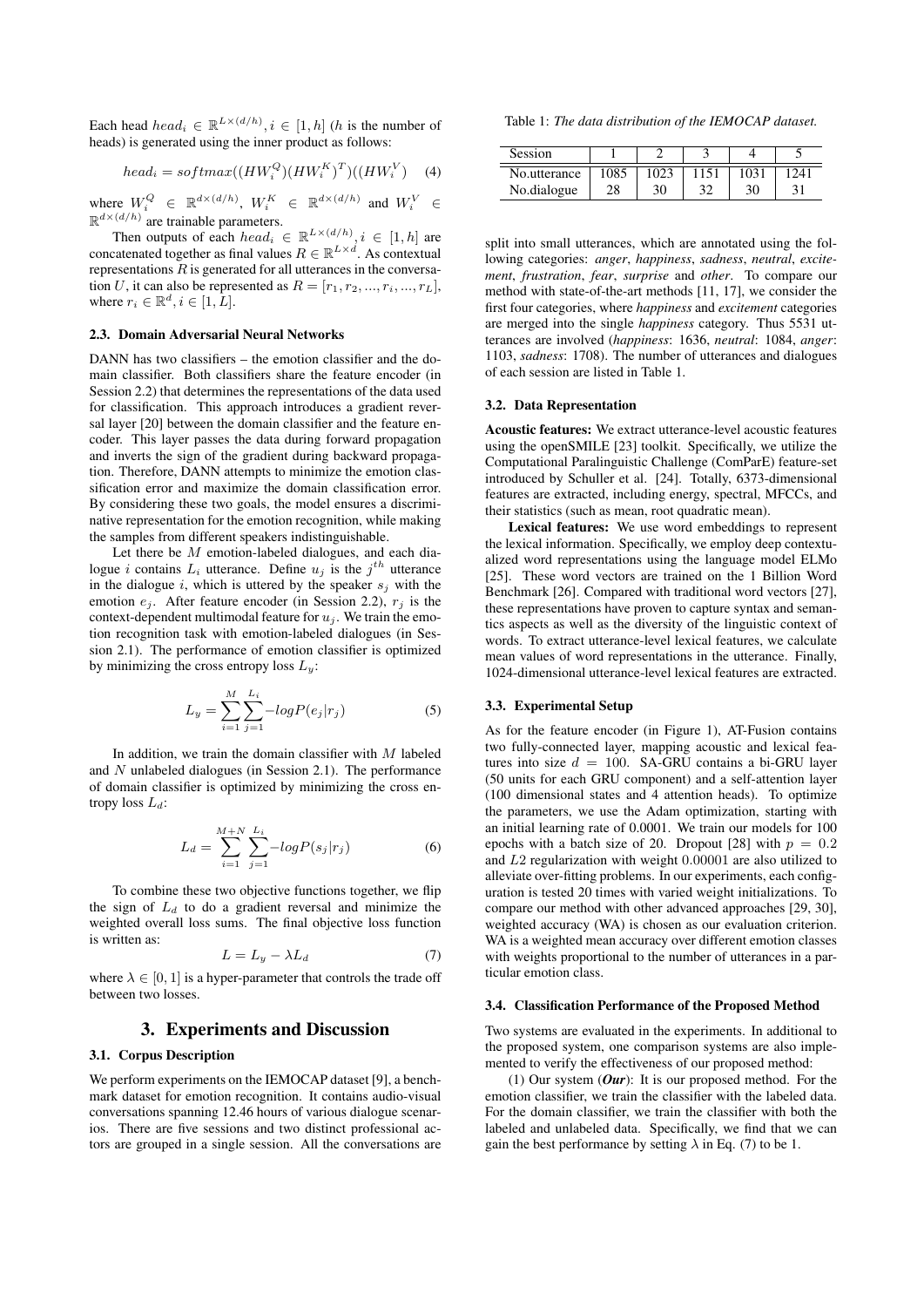Each head $head_i \in \mathbb{R}^{L\times(d/h)}, i \in [1, h]$ ($h$ is the number of heads) is generated using the inner product as follows:

$$head_i = softmax((HW_i^Q)(HW_i^K)^T)((HW_i^V) \quad (4)$$

where $W_i^Q \in \mathbb{R}^{d\times(d/h)}$, $W_i^K \in \mathbb{R}^{d\times(d/h)}$ and $W_i^V \in \mathbb{R}^{d\times(d/h)}$ are trainable parameters.

Then outputs of each $head_i \in \mathbb{R}^{L\times(d/h)}, i \in [1, h]$ are concatenated together as final values $R \in \mathbb{R}^{L\times d}$. As contextual representations $R$ is generated for all utterances in the conversation $U$, it can also be represented as $R = [r_1, r_2, ..., r_i, ..., r_L]$, where $r_i \in \mathbb{R}^d, i \in [1, L]$.

### 2.3. Domain Adversarial Neural Networks

DANN has two classifiers – the emotion classifier and the domain classifier. Both classifiers share the feature encoder (in Session 2.2) that determines the representations of the data used for classification. This approach introduces a gradient reversal layer [20] between the domain classifier and the feature encoder. This layer passes the data during forward propagation and inverts the sign of the gradient during backward propagation. Therefore, DANN attempts to minimize the emotion classification error and maximize the domain classification error. By considering these two goals, the model ensures a discriminative representation for the emotion recognition, while making the samples from different speakers indistinguishable.

Let there be $M$ emotion-labeled dialogues, and each dialogue $i$ contains $L_i$ utterance. Define $u_j$ is the $j^{th}$ utterance in the dialogue $i$, which is uttered by the speaker $s_j$ with the emotion $e_j$. After feature encoder (in Session 2.2), $r_j$ is the context-dependent multimodal feature for $u_j$. We train the emotion recognition task with emotion-labeled dialogues (in Session 2.1). The performance of emotion classifier is optimized by minimizing the cross entropy loss $L_y$:

$$L_y = \sum_{i=1}^{M} \sum_{j=1}^{L_i} -logP(e_j|r_j) \quad (5)$$

In addition, we train the domain classifier with $M$ labeled and $N$ unlabeled dialogues (in Session 2.1). The performance of domain classifier is optimized by minimizing the cross entropy loss $L_d$:

$$L_d = \sum_{i=1}^{M+N} \sum_{j=1}^{L_i} -logP(s_j|r_j) \quad (6)$$

To combine these two objective functions together, we flip the sign of $L_d$ to do a gradient reversal and minimize the weighted overall loss sums. The final objective loss function is written as:

$$L = L_y - \lambda L_d \quad (7)$$

where $\lambda \in [0, 1]$ is a hyper-parameter that controls the trade off between two losses.

## 3. Experiments and Discussion

### 3.1. Corpus Description

We perform experiments on the IEMOCAP dataset [9], a benchmark dataset for emotion recognition. It contains audio-visual conversations spanning 12.46 hours of various dialogue scenarios. There are five sessions and two distinct professional actors are grouped in a single session. All the conversations are split into small utterances, which are annotated using the following categories: *anger*, *happiness*, *sadness*, *neutral*, *excitement*, *frustration*, *fear*, *surprise* and *other*. To compare our method with state-of-the-art methods [11, 17], we consider the first four categories, where *happiness* and *excitement* categories are merged into the single *happiness* category. Thus 5531 utterances are involved (*happiness*: 1636, *neutral*: 1084, *anger*: 1103, *sadness*: 1708). The number of utterances and dialogues of each session are listed in Table 1.

Table 1: *The data distribution of the IEMOCAP dataset.*

| Session | 1 | 2 | 3 | 4 | 5 |
|---|---|---|---|---|---|
| No.utterance | 1085 | 1023 | 1151 | 1031 | 1241 |
| No.dialogue | 28 | 30 | 32 | 30 | 31 |

### 3.2. Data Representation

**Acoustic features:** We extract utterance-level acoustic features using the openSMILE [23] toolkit. Specifically, we utilize the Computational Paralinguistic Challenge (ComParE) feature-set introduced by Schuller et al. [24]. Totally, 6373-dimensional features are extracted, including energy, spectral, MFCCs, and their statistics (such as mean, root quadratic mean).

**Lexical features:** We use word embeddings to represent the lexical information. Specifically, we employ deep contextualized word representations using the language model ELMo [25]. These word vectors are trained on the 1 Billion Word Benchmark [26]. Compared with traditional word vectors [27], these representations have proven to capture syntax and semantics aspects as well as the diversity of the linguistic context of words. To extract utterance-level lexical features, we calculate mean values of word representations in the utterance. Finally, 1024-dimensional utterance-level lexical features are extracted.

### 3.3. Experimental Setup

As for the feature encoder (in Figure 1), AT-Fusion contains two fully-connected layer, mapping acoustic and lexical features into size $d = 100$. SA-GRU contains a bi-GRU layer (50 units for each GRU component) and a self-attention layer (100 dimensional states and 4 attention heads). To optimize the parameters, we use the Adam optimization, starting with an initial learning rate of 0.0001. We train our models for 100 epochs with a batch size of 20. Dropout [28] with $p = 0.2$ and $L2$ regularization with weight 0.00001 are also utilized to alleviate over-fitting problems. In our experiments, each configuration is tested 20 times with varied weight initializations. To compare our method with other advanced approaches [29, 30], weighted accuracy (WA) is chosen as our evaluation criterion. WA is a weighted mean accuracy over different emotion classes with weights proportional to the number of utterances in a particular emotion class.

### 3.4. Classification Performance of the Proposed Method

Two systems are evaluated in the experiments. In additional to the proposed system, one comparison systems are also implemented to verify the effectiveness of our proposed method:

(1) Our system (***Our***): It is our proposed method. For the emotion classifier, we train the classifier with the labeled data. For the domain classifier, we train the classifier with both the labeled and unlabeled data. Specifically, we find that we can gain the best performance by setting $\lambda$ in Eq. (7) to be 1.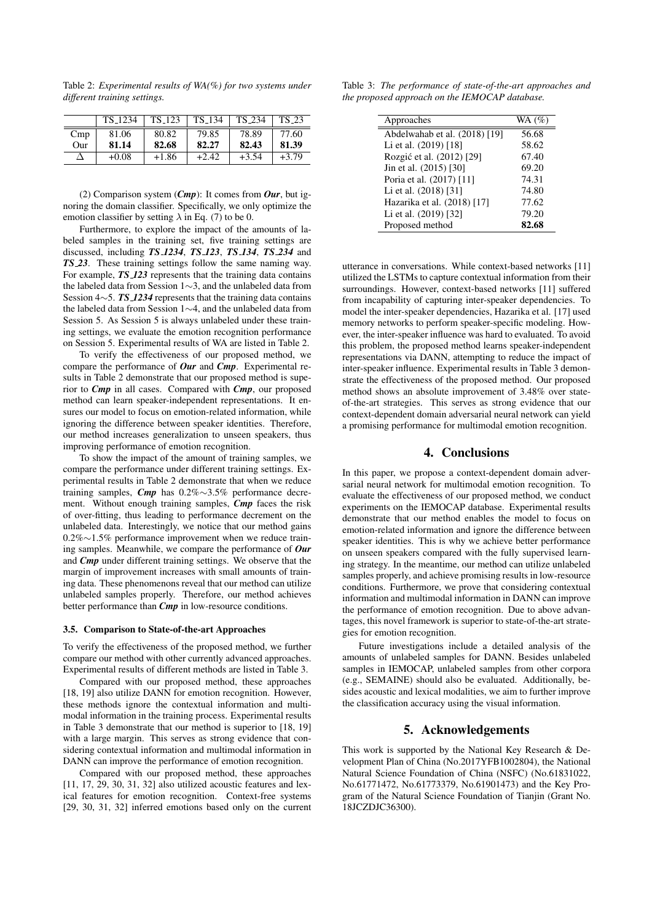Table 2: *Experimental results of WA(%) for two systems under different training settings.*

| | TS_1234 | TS_123 | TS_134 | TS_234 | TS_23 |
|---|---|---|---|---|---|
| Cmp | 81.06 | 80.82 | 79.85 | 78.89 | 77.60 |
| Our | **81.14** | **82.68** | **82.27** | **82.43** | **81.39** |
| Δ | +0.08 | +1.86 | +2.42 | +3.54 | +3.79 |

(2) Comparison system (***Cmp***): It comes from ***Our***, but ignoring the domain classifier. Specifically, we only optimize the emotion classifier by setting $\lambda$ in Eq. (7) to be 0.

Furthermore, to explore the impact of the amounts of labeled samples in the training set, five training settings are discussed, including ***TS_1234***, ***TS_123***, ***TS_134***, ***TS_234*** and ***TS_23***. These training settings follow the same naming way. For example, ***TS_123*** represents that the training data contains the labeled data from Session 1∼3, and the unlabeled data from Session 4∼5. ***TS_1234*** represents that the training data contains the labeled data from Session 1∼4, and the unlabeled data from Session 5. As Session 5 is always unlabeled under these training settings, we evaluate the emotion recognition performance on Session 5. Experimental results of WA are listed in Table 2.

To verify the effectiveness of our proposed method, we compare the performance of ***Our*** and ***Cmp***. Experimental results in Table 2 demonstrate that our proposed method is superior to ***Cmp*** in all cases. Compared with ***Cmp***, our proposed method can learn speaker-independent representations. It ensures our model to focus on emotion-related information, while ignoring the difference between speaker identities. Therefore, our method increases generalization to unseen speakers, thus improving performance of emotion recognition.

To show the impact of the amount of training samples, we compare the performance under different training settings. Experimental results in Table 2 demonstrate that when we reduce training samples, ***Cmp*** has 0.2%∼3.5% performance decrement. Without enough training samples, ***Cmp*** faces the risk of over-fitting, thus leading to performance decrement on the unlabeled data. Interestingly, we notice that our method gains 0.2%∼1.5% performance improvement when we reduce training samples. Meanwhile, we compare the performance of ***Our*** and ***Cmp*** under different training settings. We observe that the margin of improvement increases with small amounts of training data. These phenomenons reveal that our method can utilize unlabeled samples properly. Therefore, our method achieves better performance than ***Cmp*** in low-resource conditions.

### 3.5. Comparison to State-of-the-art Approaches

To verify the effectiveness of the proposed method, we further compare our method with other currently advanced approaches. Experimental results of different methods are listed in Table 3.

Compared with our proposed method, these approaches [18, 19] also utilize DANN for emotion recognition. However, these methods ignore the contextual information and multimodal information in the training process. Experimental results in Table 3 demonstrate that our method is superior to [18, 19] with a large margin. This serves as strong evidence that considering contextual information and multimodal information in DANN can improve the performance of emotion recognition.

Compared with our proposed method, these approaches [11, 17, 29, 30, 31, 32] also utilized acoustic features and lexical features for emotion recognition. Context-free systems [29, 30, 31, 32] inferred emotions based only on the current utterance in conversations. While context-based networks [11] utilized the LSTMs to capture contextual information from their surroundings. However, context-based networks [11] suffered from incapability of capturing inter-speaker dependencies. To model the inter-speaker dependencies, Hazarika et al. [17] used memory networks to perform speaker-specific modeling. However, the inter-speaker influence was hard to evaluated. To avoid this problem, the proposed method learns speaker-independent representations via DANN, attempting to reduce the impact of inter-speaker influence. Experimental results in Table 3 demonstrate the effectiveness of the proposed method. Our proposed method shows an absolute improvement of 3.48% over state-of-the-art strategies. This serves as strong evidence that our context-dependent domain adversarial neural network can yield a promising performance for multimodal emotion recognition.

Table 3: *The performance of state-of-the-art approaches and the proposed approach on the IEMOCAP database.*

| Approaches | WA (%) |
|---|---|
| Abdelwahab et al. (2018) [19] | 56.68 |
| Li et al. (2019) [18] | 58.62 |
| Rozgić et al. (2012) [29] | 67.40 |
| Jin et al. (2015) [30] | 69.20 |
| Poria et al. (2017) [11] | 74.31 |
| Li et al. (2018) [31] | 74.80 |
| Hazarika et al. (2018) [17] | 77.62 |
| Li et al. (2019) [32] | 79.20 |
| Proposed method | **82.68** |

## 4. Conclusions

In this paper, we propose a context-dependent domain adversarial neural network for multimodal emotion recognition. To evaluate the effectiveness of our proposed method, we conduct experiments on the IEMOCAP database. Experimental results demonstrate that our method enables the model to focus on emotion-related information and ignore the difference between speaker identities. This is why we achieve better performance on unseen speakers compared with the fully supervised learning strategy. In the meantime, our method can utilize unlabeled samples properly, and achieve promising results in low-resource conditions. Furthermore, we prove that considering contextual information and multimodal information in DANN can improve the performance of emotion recognition. Due to above advantages, this novel framework is superior to state-of-the-art strategies for emotion recognition.

Future investigations include a detailed analysis of the amounts of unlabeled samples for DANN. Besides unlabeled samples in IEMOCAP, unlabeled samples from other corpora (e.g., SEMAINE) should also be evaluated. Additionally, besides acoustic and lexical modalities, we aim to further improve the classification accuracy using the visual information.

## 5. Acknowledgements

This work is supported by the National Key Research & Development Plan of China (No.2017YFB1002804), the National Natural Science Foundation of China (NSFC) (No.61831022, No.61771472, No.61773379, No.61901473) and the Key Program of the Natural Science Foundation of Tianjin (Grant No. 18JCZDJC36300).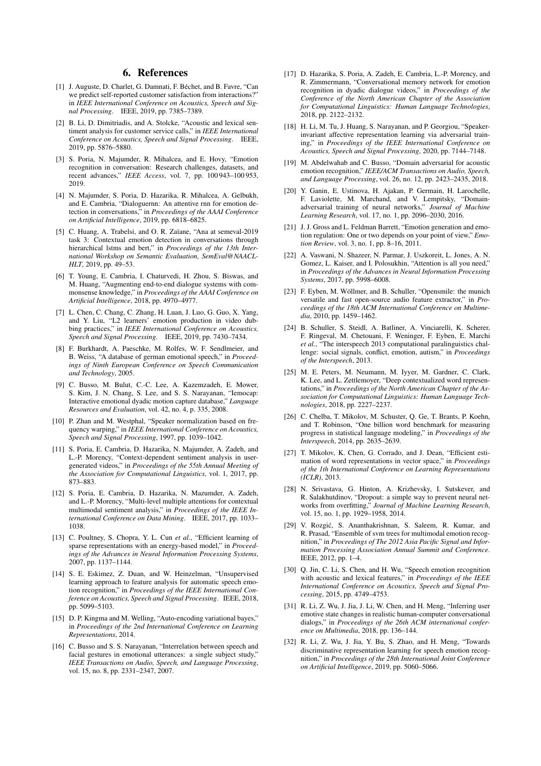# 6. References

[1] J. Auguste, D. Charlet, G. Damnati, F. Béchet, and B. Favre, "Can we predict self-reported customer satisfaction from interactions?" in *IEEE International Conference on Acoustics, Speech and Signal Processing*. IEEE, 2019, pp. 7385–7389.

[2] B. Li, D. Dimitriadis, and A. Stolcke, "Acoustic and lexical sentiment analysis for customer service calls," in *IEEE International Conference on Acoustics, Speech and Signal Processing*. IEEE, 2019, pp. 5876–5880.

[3] S. Poria, N. Majumder, R. Mihalcea, and E. Hovy, "Emotion recognition in conversation: Research challenges, datasets, and recent advances," *IEEE Access*, vol. 7, pp. 100 943–100 953, 2019.

[4] N. Majumder, S. Poria, D. Hazarika, R. Mihalcea, A. Gelbukh, and E. Cambria, "Dialoguernn: An attentive rnn for emotion detection in conversations," in *Proceedings of the AAAI Conference on Artificial Intelligence*, 2019, pp. 6818–6825.

[5] C. Huang, A. Trabelsi, and O. R. Zaïane, "Ana at semeval-2019 task 3: Contextual emotion detection in conversations through hierarchical lstms and bert," in *Proceedings of the 13th International Workshop on Semantic Evaluation, SemEval@NAACL-HLT*, 2019, pp. 49–53.

[6] T. Young, E. Cambria, I. Chaturvedi, H. Zhou, S. Biswas, and M. Huang, "Augmenting end-to-end dialogue systems with commonsense knowledge," in *Proceedings of the AAAI Conference on Artificial Intelligence*, 2018, pp. 4970–4977.

[7] L. Chen, C. Chang, C. Zhang, H. Luan, J. Luo, G. Guo, X. Yang, and Y. Liu, "L2 learners' emotion production in video dubbing practices," in *IEEE International Conference on Acoustics, Speech and Signal Processing*. IEEE, 2019, pp. 7430–7434.

[8] F. Burkhardt, A. Paeschke, M. Rolfes, W. F. Sendlmeier, and B. Weiss, "A database of german emotional speech," in *Proceedings of Ninth European Conference on Speech Communication and Technology*, 2005.

[9] C. Busso, M. Bulut, C.-C. Lee, A. Kazemzadeh, E. Mower, S. Kim, J. N. Chang, S. Lee, and S. S. Narayanan, "Iemocap: Interactive emotional dyadic motion capture database," *Language Resources and Evaluation*, vol. 42, no. 4, p. 335, 2008.

[10] P. Zhan and M. Westphal, "Speaker normalization based on frequency warping," in *IEEE International Conference on Acoustics, Speech and Signal Processing*, 1997, pp. 1039–1042.

[11] S. Poria, E. Cambria, D. Hazarika, N. Majumder, A. Zadeh, and L.-P. Morency, "Context-dependent sentiment analysis in user-generated videos," in *Proceedings of the 55th Annual Meeting of the Association for Computational Linguistics*, vol. 1, 2017, pp. 873–883.

[12] S. Poria, E. Cambria, D. Hazarika, N. Mazumder, A. Zadeh, and L.-P. Morency, "Multi-level multiple attentions for contextual multimodal sentiment analysis," in *Proceedings of the IEEE International Conference on Data Mining*. IEEE, 2017, pp. 1033–1038.

[13] C. Poultney, S. Chopra, Y. L. Cun *et al.*, "Efficient learning of sparse representations with an energy-based model," in *Proceedings of the Advances in Neural Information Processing Systems*, 2007, pp. 1137–1144.

[14] S. E. Eskimez, Z. Duan, and W. Heinzelman, "Unsupervised learning approach to feature analysis for automatic speech emotion recognition," in *Proceedings of the IEEE International Conference on Acoustics, Speech and Signal Processing*. IEEE, 2018, pp. 5099–5103.

[15] D. P. Kingma and M. Welling, "Auto-encoding variational bayes," in *Proceedings of the 2nd International Conference on Learning Representations*, 2014.

[16] C. Busso and S. S. Narayanan, "Interrelation between speech and facial gestures in emotional utterances: a single subject study," *IEEE Transactions on Audio, Speech, and Language Processing*, vol. 15, no. 8, pp. 2331–2347, 2007.

[17] D. Hazarika, S. Poria, A. Zadeh, E. Cambria, L.-P. Morency, and R. Zimmermann, "Conversational memory network for emotion recognition in dyadic dialogue videos," in *Proceedings of the Conference of the North American Chapter of the Association for Computational Linguistics: Human Language Technologies*, 2018, pp. 2122–2132.

[18] H. Li, M. Tu, J. Huang, S. Narayanan, and P. Georgiou, "Speaker-invariant affective representation learning via adversarial training," in *Proceedings of the IEEE International Conference on Acoustics, Speech and Signal Processing*, 2020, pp. 7144–7148.

[19] M. Abdelwahab and C. Busso, "Domain adversarial for acoustic emotion recognition," *IEEE/ACM Transactions on Audio, Speech, and Language Processing*, vol. 26, no. 12, pp. 2423–2435, 2018.

[20] Y. Ganin, E. Ustinova, H. Ajakan, P. Germain, H. Larochelle, F. Laviolette, M. Marchand, and V. Lempitsky, "Domain-adversarial training of neural networks," *Journal of Machine Learning Research*, vol. 17, no. 1, pp. 2096–2030, 2016.

[21] J. J. Gross and L. Feldman Barrett, "Emotion generation and emotion regulation: One or two depends on your point of view," *Emotion Review*, vol. 3, no. 1, pp. 8–16, 2011.

[22] A. Vaswani, N. Shazeer, N. Parmar, J. Uszkoreit, L. Jones, A. N. Gomez, L. Kaiser, and I. Polosukhin, "Attention is all you need," in *Proceedings of the Advances in Neural Information Processing Systems*, 2017, pp. 5998–6008.

[23] F. Eyben, M. Wöllmer, and B. Schuller, "Opensmile: the munich versatile and fast open-source audio feature extractor," in *Proceedings of the 18th ACM International Conference on Multimedia*, 2010, pp. 1459–1462.

[24] B. Schuller, S. Steidl, A. Batliner, A. Vinciarelli, K. Scherer, F. Ringeval, M. Chetouani, F. Weninger, F. Eyben, E. Marchi *et al.*, "The interspeech 2013 computational paralinguistics challenge: social signals, conflict, emotion, autism," in *Proceedings of the Interspeech*, 2013.

[25] M. E. Peters, M. Neumann, M. Iyyer, M. Gardner, C. Clark, K. Lee, and L. Zettlemoyer, "Deep contextualized word representations," in *Proceedings of the North American Chapter of the Association for Computational Linguistics: Human Language Technologies*, 2018, pp. 2227–2237.

[26] C. Chelba, T. Mikolov, M. Schuster, Q. Ge, T. Brants, P. Koehn, and T. Robinson, "One billion word benchmark for measuring progress in statistical language modeling," in *Proceedings of the Interspeech*, 2014, pp. 2635–2639.

[27] T. Mikolov, K. Chen, G. Corrado, and J. Dean, "Efficient estimation of word representations in vector space," in *Proceedings of the 1th International Conference on Learning Representations (ICLR)*, 2013.

[28] N. Srivastava, G. Hinton, A. Krizhevsky, I. Sutskever, and R. Salakhutdinov, "Dropout: a simple way to prevent neural networks from overfitting," *Journal of Machine Learning Research*, vol. 15, no. 1, pp. 1929–1958, 2014.

[29] V. Rozgić, S. Ananthakrishnan, S. Saleem, R. Kumar, and R. Prasad, "Ensemble of svm trees for multimodal emotion recognition," in *Proceedings of The 2012 Asia Pacific Signal and Information Processing Association Annual Summit and Conference*. IEEE, 2012, pp. 1–4.

[30] Q. Jin, C. Li, S. Chen, and H. Wu, "Speech emotion recognition with acoustic and lexical features," in *Proceedings of the IEEE International Conference on Acoustics, Speech and Signal Processing*, 2015, pp. 4749–4753.

[31] R. Li, Z. Wu, J. Jia, J. Li, W. Chen, and H. Meng, "Inferring user emotive state changes in realistic human-computer conversational dialogs," in *Proceedings of the 26th ACM international conference on Multimedia*, 2018, pp. 136–144.

[32] R. Li, Z. Wu, J. Jia, Y. Bu, S. Zhao, and H. Meng, "Towards discriminative representation learning for speech emotion recognition," in *Proceedings of the 28th International Joint Conference on Artificial Intelligence*, 2019, pp. 5060–5066.